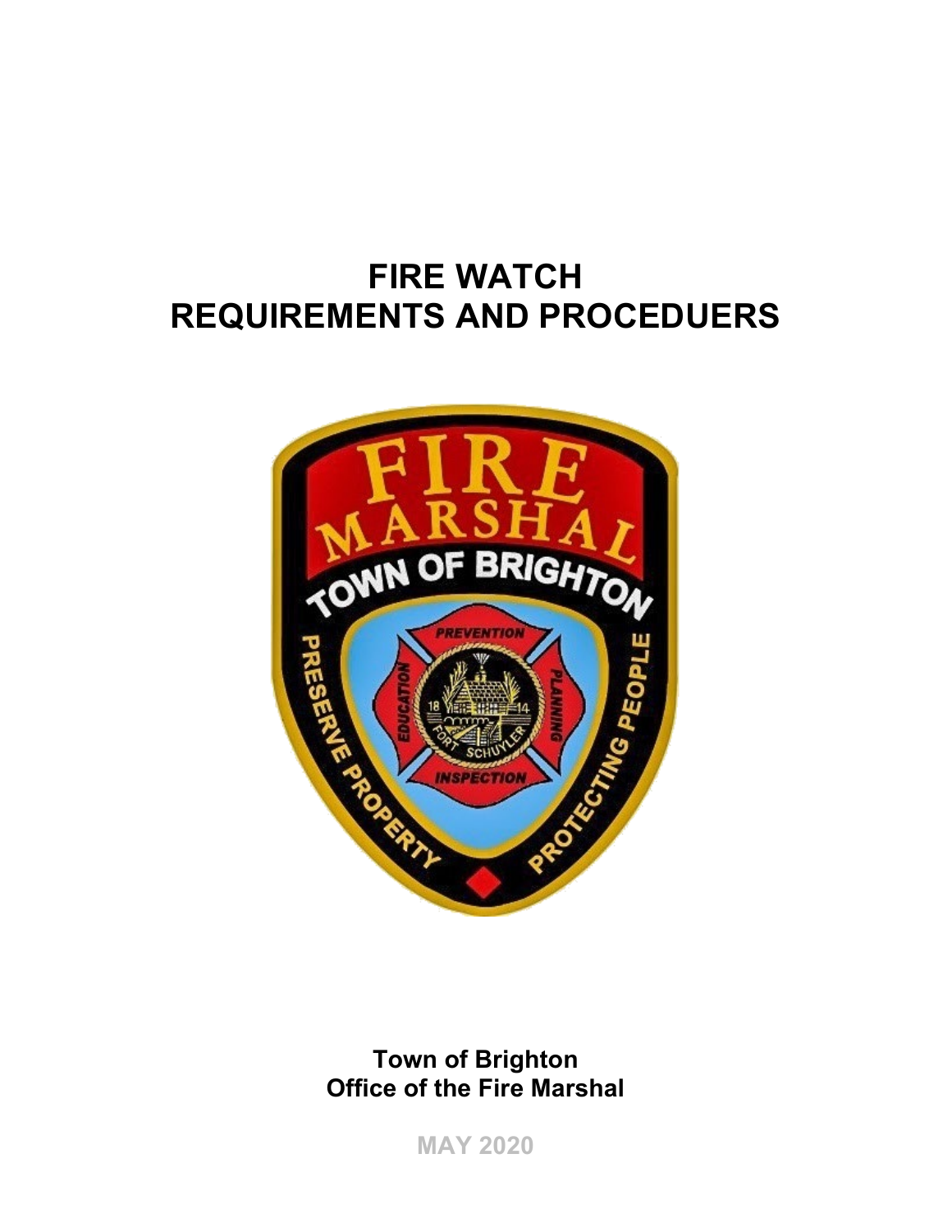# FIRE WATCH REQUIREMENTS AND PROCEDUERS

**Town of Brighton**
**Office of the Fire Marshal**

MAY 2020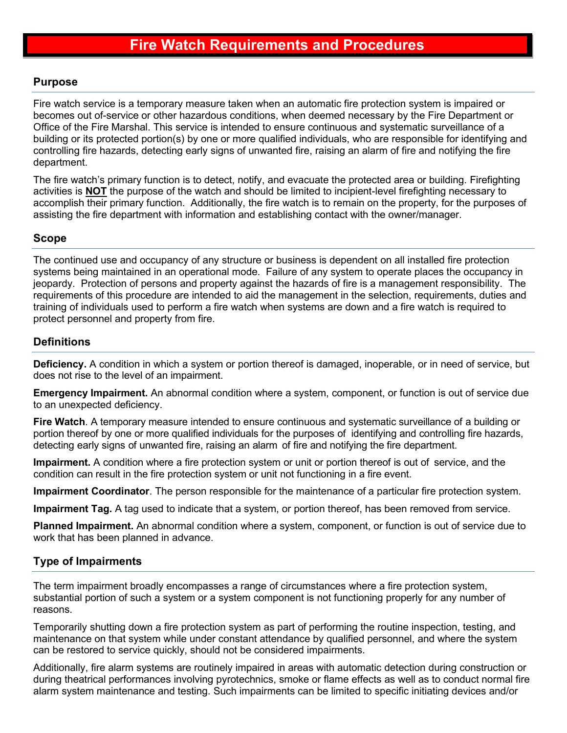# Fire Watch Requirements and Procedures

## Purpose

Fire watch service is a temporary measure taken when an automatic fire protection system is impaired or becomes out of-service or other hazardous conditions, when deemed necessary by the Fire Department or Office of the Fire Marshal. This service is intended to ensure continuous and systematic surveillance of a building or its protected portion(s) by one or more qualified individuals, who are responsible for identifying and controlling fire hazards, detecting early signs of unwanted fire, raising an alarm of fire and notifying the fire department.

The fire watch's primary function is to detect, notify, and evacuate the protected area or building. Firefighting activities is **NOT** the purpose of the watch and should be limited to incipient-level firefighting necessary to accomplish their primary function. Additionally, the fire watch is to remain on the property, for the purposes of assisting the fire department with information and establishing contact with the owner/manager.

## Scope

The continued use and occupancy of any structure or business is dependent on all installed fire protection systems being maintained in an operational mode. Failure of any system to operate places the occupancy in jeopardy. Protection of persons and property against the hazards of fire is a management responsibility. The requirements of this procedure are intended to aid the management in the selection, requirements, duties and training of individuals used to perform a fire watch when systems are down and a fire watch is required to protect personnel and property from fire.

## Definitions

**Deficiency.** A condition in which a system or portion thereof is damaged, inoperable, or in need of service, but does not rise to the level of an impairment.

**Emergency Impairment.** An abnormal condition where a system, component, or function is out of service due to an unexpected deficiency.

**Fire Watch**. A temporary measure intended to ensure continuous and systematic surveillance of a building or portion thereof by one or more qualified individuals for the purposes of identifying and controlling fire hazards, detecting early signs of unwanted fire, raising an alarm of fire and notifying the fire department.

**Impairment.** A condition where a fire protection system or unit or portion thereof is out of service, and the condition can result in the fire protection system or unit not functioning in a fire event.

**Impairment Coordinator**. The person responsible for the maintenance of a particular fire protection system.

**Impairment Tag.** A tag used to indicate that a system, or portion thereof, has been removed from service.

**Planned Impairment.** An abnormal condition where a system, component, or function is out of service due to work that has been planned in advance.

## Type of Impairments

The term impairment broadly encompasses a range of circumstances where a fire protection system, substantial portion of such a system or a system component is not functioning properly for any number of reasons.

Temporarily shutting down a fire protection system as part of performing the routine inspection, testing, and maintenance on that system while under constant attendance by qualified personnel, and where the system can be restored to service quickly, should not be considered impairments.

Additionally, fire alarm systems are routinely impaired in areas with automatic detection during construction or during theatrical performances involving pyrotechnics, smoke or flame effects as well as to conduct normal fire alarm system maintenance and testing. Such impairments can be limited to specific initiating devices and/or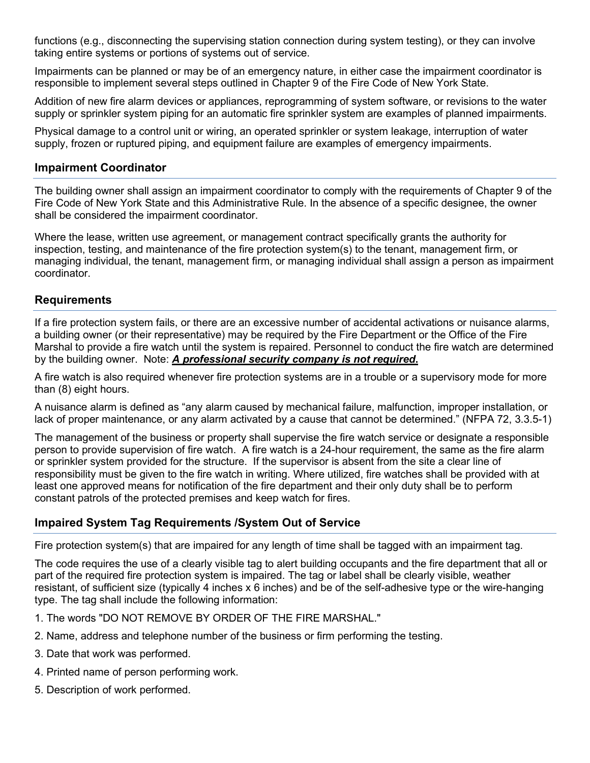functions (e.g., disconnecting the supervising station connection during system testing), or they can involve taking entire systems or portions of systems out of service.

Impairments can be planned or may be of an emergency nature, in either case the impairment coordinator is responsible to implement several steps outlined in Chapter 9 of the Fire Code of New York State.

Addition of new fire alarm devices or appliances, reprogramming of system software, or revisions to the water supply or sprinkler system piping for an automatic fire sprinkler system are examples of planned impairments.

Physical damage to a control unit or wiring, an operated sprinkler or system leakage, interruption of water supply, frozen or ruptured piping, and equipment failure are examples of emergency impairments.

## Impairment Coordinator

The building owner shall assign an impairment coordinator to comply with the requirements of Chapter 9 of the Fire Code of New York State and this Administrative Rule. In the absence of a specific designee, the owner shall be considered the impairment coordinator.

Where the lease, written use agreement, or management contract specifically grants the authority for inspection, testing, and maintenance of the fire protection system(s) to the tenant, management firm, or managing individual, the tenant, management firm, or managing individual shall assign a person as impairment coordinator.

## Requirements

If a fire protection system fails, or there are an excessive number of accidental activations or nuisance alarms, a building owner (or their representative) may be required by the Fire Department or the Office of the Fire Marshal to provide a fire watch until the system is repaired. Personnel to conduct the fire watch are determined by the building owner. Note: <u>***A professional security company is not required.***</u>

A fire watch is also required whenever fire protection systems are in a trouble or a supervisory mode for more than (8) eight hours.

A nuisance alarm is defined as "any alarm caused by mechanical failure, malfunction, improper installation, or lack of proper maintenance, or any alarm activated by a cause that cannot be determined." (NFPA 72, 3.3.5-1)

The management of the business or property shall supervise the fire watch service or designate a responsible person to provide supervision of fire watch. A fire watch is a 24-hour requirement, the same as the fire alarm or sprinkler system provided for the structure. If the supervisor is absent from the site a clear line of responsibility must be given to the fire watch in writing. Where utilized, fire watches shall be provided with at least one approved means for notification of the fire department and their only duty shall be to perform constant patrols of the protected premises and keep watch for fires.

## Impaired System Tag Requirements /System Out of Service

Fire protection system(s) that are impaired for any length of time shall be tagged with an impairment tag.

The code requires the use of a clearly visible tag to alert building occupants and the fire department that all or part of the required fire protection system is impaired. The tag or label shall be clearly visible, weather resistant, of sufficient size (typically 4 inches x 6 inches) and be of the self-adhesive type or the wire-hanging type. The tag shall include the following information:

1. The words "DO NOT REMOVE BY ORDER OF THE FIRE MARSHAL."
2. Name, address and telephone number of the business or firm performing the testing.
3. Date that work was performed.
4. Printed name of person performing work.
5. Description of work performed.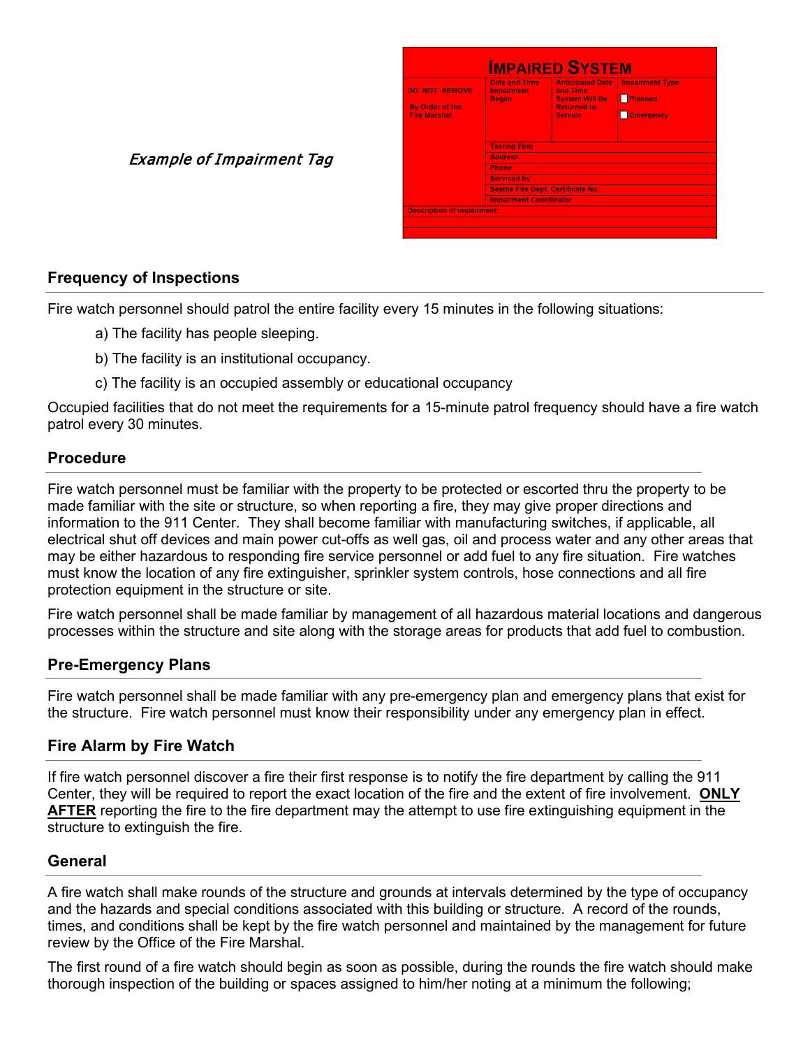*Example of Impairment Tag*

| **IMPAIRED SYSTEM** | | | |
|---|---|---|---|
| DO NOT REMOVE<br><br>By Order of the Fire Marshal | Date and Time Impairment Began | Anticipated Date and Time System Will Be Returned to Service | Impairment Type<br>☐ Planned<br>☐ Emergency |
| | Testing Firm | | |
| | Address | | |
| | Phone | | |
| | Serviced by | | |
| | Seattle Fire Dept. Certificate No. | | |
| | Impairment Coordinator | | |
| Description of impairment: | | | |

## Frequency of Inspections

Fire watch personnel should patrol the entire facility every 15 minutes in the following situations:

a) The facility has people sleeping.

b) The facility is an institutional occupancy.

c) The facility is an occupied assembly or educational occupancy

Occupied facilities that do not meet the requirements for a 15-minute patrol frequency should have a fire watch patrol every 30 minutes.

## Procedure

Fire watch personnel must be familiar with the property to be protected or escorted thru the property to be made familiar with the site or structure, so when reporting a fire, they may give proper directions and information to the 911 Center. They shall become familiar with manufacturing switches, if applicable, all electrical shut off devices and main power cut-offs as well gas, oil and process water and any other areas that may be either hazardous to responding fire service personnel or add fuel to any fire situation. Fire watches must know the location of any fire extinguisher, sprinkler system controls, hose connections and all fire protection equipment in the structure or site.

Fire watch personnel shall be made familiar by management of all hazardous material locations and dangerous processes within the structure and site along with the storage areas for products that add fuel to combustion.

## Pre-Emergency Plans

Fire watch personnel shall be made familiar with any pre-emergency plan and emergency plans that exist for the structure. Fire watch personnel must know their responsibility under any emergency plan in effect.

## Fire Alarm by Fire Watch

If fire watch personnel discover a fire their first response is to notify the fire department by calling the 911 Center, they will be required to report the exact location of the fire and the extent of fire involvement. **<u>ONLY AFTER</u>** reporting the fire to the fire department may the attempt to use fire extinguishing equipment in the structure to extinguish the fire.

## General

A fire watch shall make rounds of the structure and grounds at intervals determined by the type of occupancy and the hazards and special conditions associated with this building or structure. A record of the rounds, times, and conditions shall be kept by the fire watch personnel and maintained by the management for future review by the Office of the Fire Marshal.

The first round of a fire watch should begin as soon as possible, during the rounds the fire watch should make thorough inspection of the building or spaces assigned to him/her noting at a minimum the following;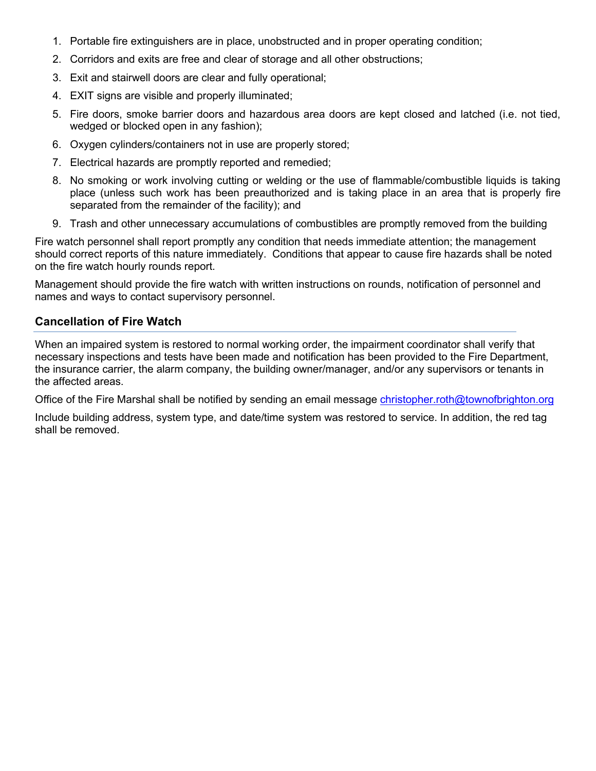1. Portable fire extinguishers are in place, unobstructed and in proper operating condition;
2. Corridors and exits are free and clear of storage and all other obstructions;
3. Exit and stairwell doors are clear and fully operational;
4. EXIT signs are visible and properly illuminated;
5. Fire doors, smoke barrier doors and hazardous area doors are kept closed and latched (i.e. not tied, wedged or blocked open in any fashion);
6. Oxygen cylinders/containers not in use are properly stored;
7. Electrical hazards are promptly reported and remedied;
8. No smoking or work involving cutting or welding or the use of flammable/combustible liquids is taking place (unless such work has been preauthorized and is taking place in an area that is properly fire separated from the remainder of the facility); and
9. Trash and other unnecessary accumulations of combustibles are promptly removed from the building

Fire watch personnel shall report promptly any condition that needs immediate attention; the management should correct reports of this nature immediately. Conditions that appear to cause fire hazards shall be noted on the fire watch hourly rounds report.

Management should provide the fire watch with written instructions on rounds, notification of personnel and names and ways to contact supervisory personnel.

## Cancellation of Fire Watch

When an impaired system is restored to normal working order, the impairment coordinator shall verify that necessary inspections and tests have been made and notification has been provided to the Fire Department, the insurance carrier, the alarm company, the building owner/manager, and/or any supervisors or tenants in the affected areas.

Office of the Fire Marshal shall be notified by sending an email message christopher.roth@townofbrighton.org

Include building address, system type, and date/time system was restored to service. In addition, the red tag shall be removed.